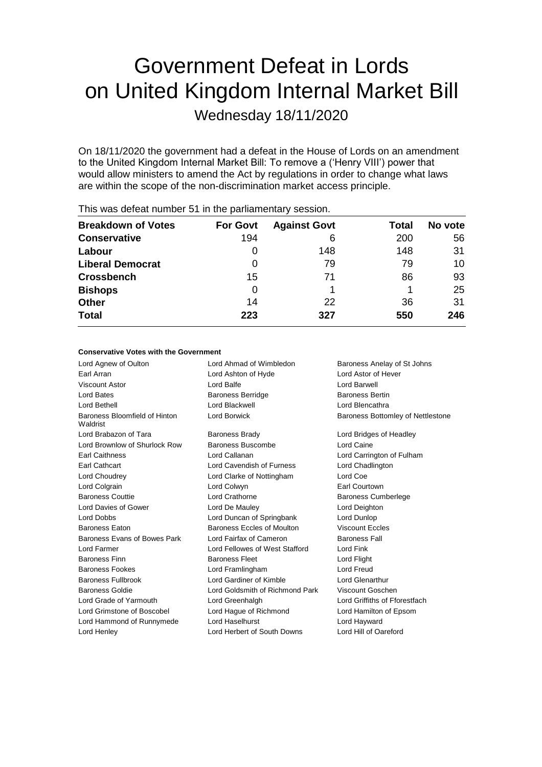# Government Defeat in Lords on United Kingdom Internal Market Bill

Wednesday 18/11/2020

On 18/11/2020 the government had a defeat in the House of Lords on an amendment to the United Kingdom Internal Market Bill: To remove a ('Henry VIII') power that would allow ministers to amend the Act by regulations in order to change what laws are within the scope of the non-discrimination market access principle.

This was defeat number 51 in the parliamentary session.

| Breakdown of Votes | For Govt | Against Govt | Total | No vote |
|---|---|---|---|---|
| **Conservative** | 194 | 6 | 200 | 56 |
| **Labour** | 0 | 148 | 148 | 31 |
| **Liberal Democrat** | 0 | 79 | 79 | 10 |
| **Crossbench** | 15 | 71 | 86 | 93 |
| **Bishops** | 0 | 1 | 1 | 25 |
| **Other** | 14 | 22 | 36 | 31 |
| **Total** | **223** | **327** | **550** | **246** |

### Conservative Votes with the Government

| | | |
|---|---|---|
| Lord Agnew of Oulton | Lord Ahmad of Wimbledon | Baroness Anelay of St Johns |
| Earl Arran | Lord Ashton of Hyde | Lord Astor of Hever |
| Viscount Astor | Lord Balfe | Lord Barwell |
| Lord Bates | Baroness Berridge | Baroness Bertin |
| Lord Bethell | Lord Blackwell | Lord Blencathra |
| Baroness Bloomfield of Hinton Waldrist | Lord Borwick | Baroness Bottomley of Nettlestone |
| Lord Brabazon of Tara | Baroness Brady | Lord Bridges of Headley |
| Lord Brownlow of Shurlock Row | Baroness Buscombe | Lord Caine |
| Earl Caithness | Lord Callanan | Lord Carrington of Fulham |
| Earl Cathcart | Lord Cavendish of Furness | Lord Chadlington |
| Lord Choudrey | Lord Clarke of Nottingham | Lord Coe |
| Lord Colgrain | Lord Colwyn | Earl Courtown |
| Baroness Couttie | Lord Crathorne | Baroness Cumberlege |
| Lord Davies of Gower | Lord De Mauley | Lord Deighton |
| Lord Dobbs | Lord Duncan of Springbank | Lord Dunlop |
| Baroness Eaton | Baroness Eccles of Moulton | Viscount Eccles |
| Baroness Evans of Bowes Park | Lord Fairfax of Cameron | Baroness Fall |
| Lord Farmer | Lord Fellowes of West Stafford | Lord Fink |
| Baroness Finn | Baroness Fleet | Lord Flight |
| Baroness Fookes | Lord Framlingham | Lord Freud |
| Baroness Fullbrook | Lord Gardiner of Kimble | Lord Glenarthur |
| Baroness Goldie | Lord Goldsmith of Richmond Park | Viscount Goschen |
| Lord Grade of Yarmouth | Lord Greenhalgh | Lord Griffiths of Fforestfach |
| Lord Grimstone of Boscobel | Lord Hague of Richmond | Lord Hamilton of Epsom |
| Lord Hammond of Runnymede | Lord Haselhurst | Lord Hayward |
| Lord Henley | Lord Herbert of South Downs | Lord Hill of Oareford |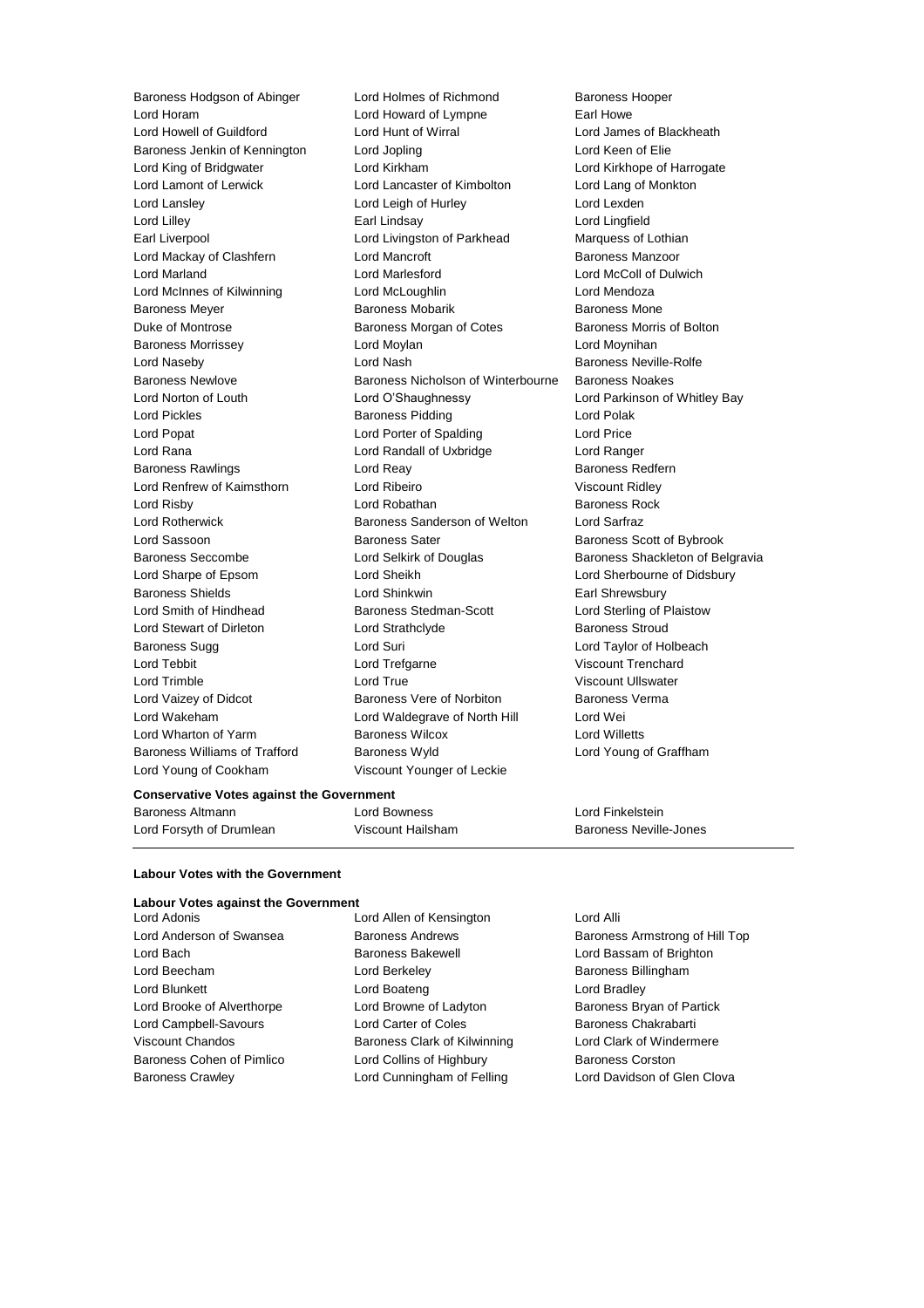Baroness Hodgson of Abinger, Lord Holmes of Richmond, Baroness Hooper, Lord Horam, Lord Howard of Lympne, Earl Howe, Lord Howell of Guildford, Lord Hunt of Wirral, Lord James of Blackheath, Baroness Jenkin of Kennington, Lord Jopling, Lord Keen of Elie, Lord King of Bridgwater, Lord Kirkham, Lord Kirkhope of Harrogate, Lord Lamont of Lerwick, Lord Lancaster of Kimbolton, Lord Lang of Monkton, Lord Lansley, Lord Leigh of Hurley, Lord Lexden, Lord Lilley, Earl Lindsay, Lord Lingfield, Earl Liverpool, Lord Livingston of Parkhead, Marquess of Lothian, Lord Mackay of Clashfern, Lord Mancroft, Baroness Manzoor, Lord Marland, Lord Marlesford, Lord McColl of Dulwich, Lord McInnes of Kilwinning, Lord McLoughlin, Lord Mendoza, Baroness Meyer, Baroness Mobarik, Baroness Mone, Duke of Montrose, Baroness Morgan of Cotes, Baroness Morris of Bolton, Baroness Morrissey, Lord Moylan, Lord Moynihan, Lord Naseby, Lord Nash, Baroness Neville-Rolfe, Baroness Newlove, Baroness Nicholson of Winterbourne, Baroness Noakes, Lord Norton of Louth, Lord O'Shaughnessy, Lord Parkinson of Whitley Bay, Lord Pickles, Baroness Pidding, Lord Polak, Lord Popat, Lord Porter of Spalding, Lord Price, Lord Rana, Lord Randall of Uxbridge, Lord Ranger, Baroness Rawlings, Lord Reay, Baroness Redfern, Lord Renfrew of Kaimsthorn, Lord Ribeiro, Viscount Ridley, Lord Risby, Lord Robathan, Baroness Rock, Lord Rotherwick, Baroness Sanderson of Welton, Lord Sarfraz, Lord Sassoon, Baroness Sater, Baroness Scott of Bybrook, Baroness Seccombe, Lord Selkirk of Douglas, Baroness Shackleton of Belgravia, Lord Sharpe of Epsom, Lord Sheikh, Lord Sherbourne of Didsbury, Baroness Shields, Lord Shinkwin, Earl Shrewsbury, Lord Smith of Hindhead, Baroness Stedman-Scott, Lord Sterling of Plaistow, Lord Stewart of Dirleton, Lord Strathclyde, Baroness Stroud, Baroness Sugg, Lord Suri, Lord Taylor of Holbeach, Lord Tebbit, Lord Trefgarne, Viscount Trenchard, Lord Trimble, Lord True, Viscount Ullswater, Lord Vaizey of Didcot, Baroness Vere of Norbiton, Baroness Verma, Lord Wakeham, Lord Waldegrave of North Hill, Lord Wei, Lord Wharton of Yarm, Baroness Wilcox, Lord Willetts, Baroness Williams of Trafford, Baroness Wyld, Lord Young of Graffham, Lord Young of Cookham, Viscount Younger of Leckie

**Conservative Votes against the Government**

Baroness Altmann, Lord Bowness, Lord Finkelstein, Lord Forsyth of Drumlean, Viscount Hailsham, Baroness Neville-Jones

---

**Labour Votes with the Government**

**Labour Votes against the Government**

Lord Adonis, Lord Allen of Kensington, Lord Alli, Lord Anderson of Swansea, Baroness Andrews, Baroness Armstrong of Hill Top, Lord Bach, Baroness Bakewell, Lord Bassam of Brighton, Lord Beecham, Lord Berkeley, Baroness Billingham, Lord Blunkett, Lord Boateng, Lord Bradley, Lord Brooke of Alverthorpe, Lord Browne of Ladyton, Baroness Bryan of Partick, Lord Campbell-Savours, Lord Carter of Coles, Baroness Chakrabarti, Viscount Chandos, Baroness Clark of Kilwinning, Lord Clark of Windermere, Baroness Cohen of Pimlico, Lord Collins of Highbury, Baroness Corston, Baroness Crawley, Lord Cunningham of Felling, Lord Davidson of Glen Clova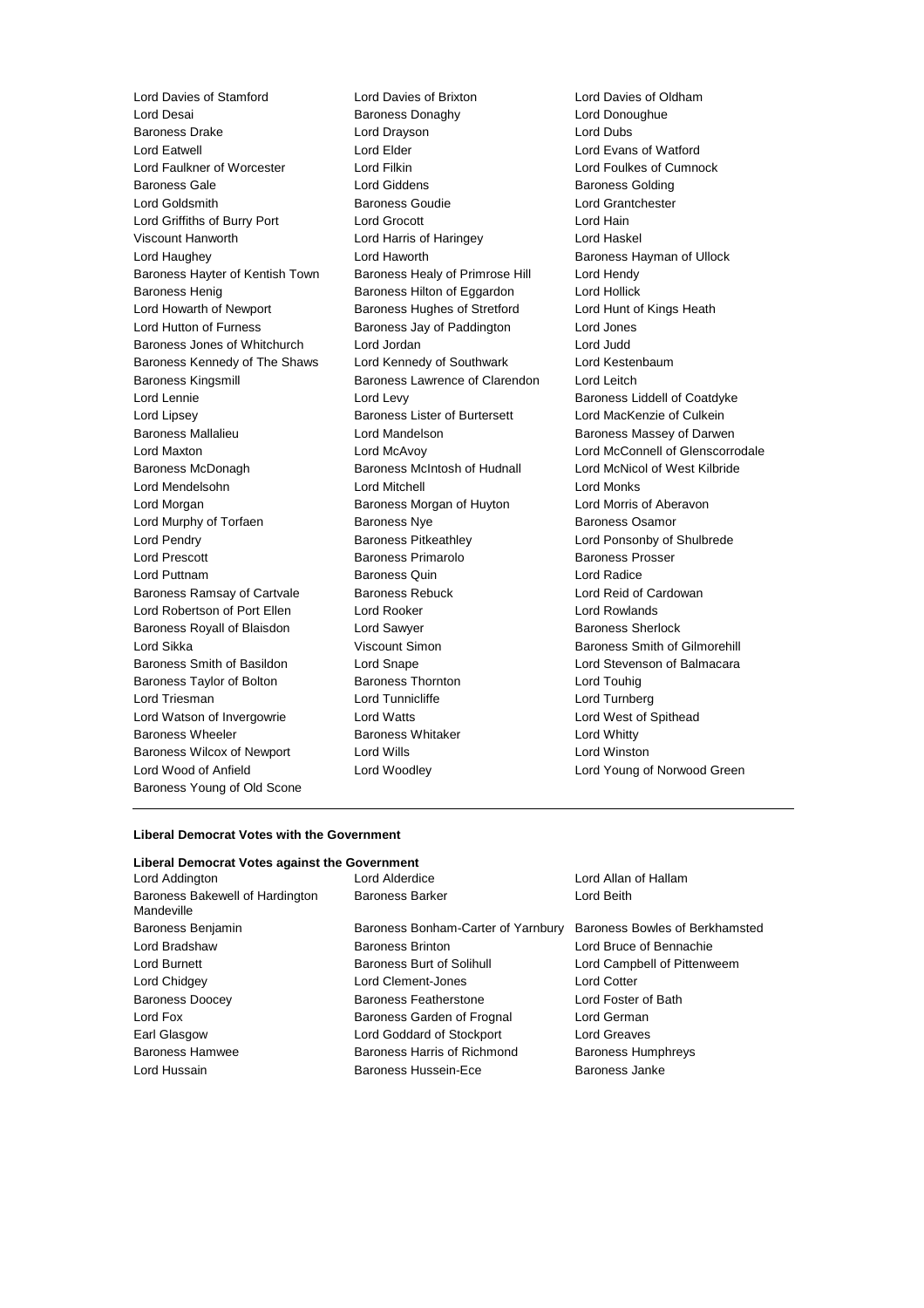Lord Davies of Stamford
Lord Davies of Brixton
Lord Davies of Oldham
Lord Desai
Baroness Donaghy
Lord Donoughue
Baroness Drake
Lord Drayson
Lord Dubs
Lord Eatwell
Lord Elder
Lord Evans of Watford
Lord Faulkner of Worcester
Lord Filkin
Lord Foulkes of Cumnock
Baroness Gale
Lord Giddens
Baroness Golding
Lord Goldsmith
Baroness Goudie
Lord Grantchester
Lord Griffiths of Burry Port
Lord Grocott
Lord Hain
Viscount Hanworth
Lord Harris of Haringey
Lord Haskel
Lord Haughey
Lord Haworth
Baroness Hayman of Ullock
Baroness Hayter of Kentish Town
Baroness Healy of Primrose Hill
Lord Hendy
Baroness Henig
Baroness Hilton of Eggardon
Lord Hollick
Lord Howarth of Newport
Baroness Hughes of Stretford
Lord Hunt of Kings Heath
Lord Hutton of Furness
Baroness Jay of Paddington
Lord Jones
Baroness Jones of Whitchurch
Lord Jordan
Lord Judd
Baroness Kennedy of The Shaws
Lord Kennedy of Southwark
Lord Kestenbaum
Baroness Kingsmill
Baroness Lawrence of Clarendon
Lord Leitch
Lord Lennie
Lord Levy
Baroness Liddell of Coatdyke
Lord Lipsey
Baroness Lister of Burtersett
Lord MacKenzie of Culkein
Baroness Mallalieu
Lord Mandelson
Baroness Massey of Darwen
Lord Maxton
Lord McAvoy
Lord McConnell of Glenscorrodale
Baroness McDonagh
Baroness McIntosh of Hudnall
Lord McNicol of West Kilbride
Lord Mendelsohn
Lord Mitchell
Lord Monks
Lord Morgan
Baroness Morgan of Huyton
Lord Morris of Aberavon
Lord Murphy of Torfaen
Baroness Nye
Baroness Osamor
Lord Pendry
Baroness Pitkeathley
Lord Ponsonby of Shulbrede
Lord Prescott
Baroness Primarolo
Baroness Prosser
Lord Puttnam
Baroness Quin
Lord Radice
Baroness Ramsay of Cartvale
Baroness Rebuck
Lord Reid of Cardowan
Lord Robertson of Port Ellen
Lord Rooker
Lord Rowlands
Baroness Royall of Blaisdon
Lord Sawyer
Baroness Sherlock
Lord Sikka
Viscount Simon
Baroness Smith of Gilmorehill
Baroness Smith of Basildon
Lord Snape
Lord Stevenson of Balmacara
Baroness Taylor of Bolton
Baroness Thornton
Lord Touhig
Lord Triesman
Lord Tunnicliffe
Lord Turnberg
Lord Watson of Invergowrie
Lord Watts
Lord West of Spithead
Baroness Wheeler
Baroness Whitaker
Lord Whitty
Baroness Wilcox of Newport
Lord Wills
Lord Winston
Lord Wood of Anfield
Lord Woodley
Lord Young of Norwood Green
Baroness Young of Old Scone

---

**Liberal Democrat Votes with the Government**

**Liberal Democrat Votes against the Government**

Lord Addington
Lord Alderdice
Lord Allan of Hallam
Baroness Bakewell of Hardington Mandeville
Baroness Barker
Lord Beith
Baroness Benjamin
Baroness Bonham-Carter of Yarnbury
Baroness Bowles of Berkhamsted
Lord Bradshaw
Baroness Brinton
Lord Bruce of Bennachie
Lord Burnett
Baroness Burt of Solihull
Lord Campbell of Pittenweem
Lord Chidgey
Lord Clement-Jones
Lord Cotter
Baroness Doocey
Baroness Featherstone
Lord Foster of Bath
Lord Fox
Baroness Garden of Frognal
Lord German
Earl Glasgow
Lord Goddard of Stockport
Lord Greaves
Baroness Hamwee
Baroness Harris of Richmond
Baroness Humphreys
Lord Hussain
Baroness Hussein-Ece
Baroness Janke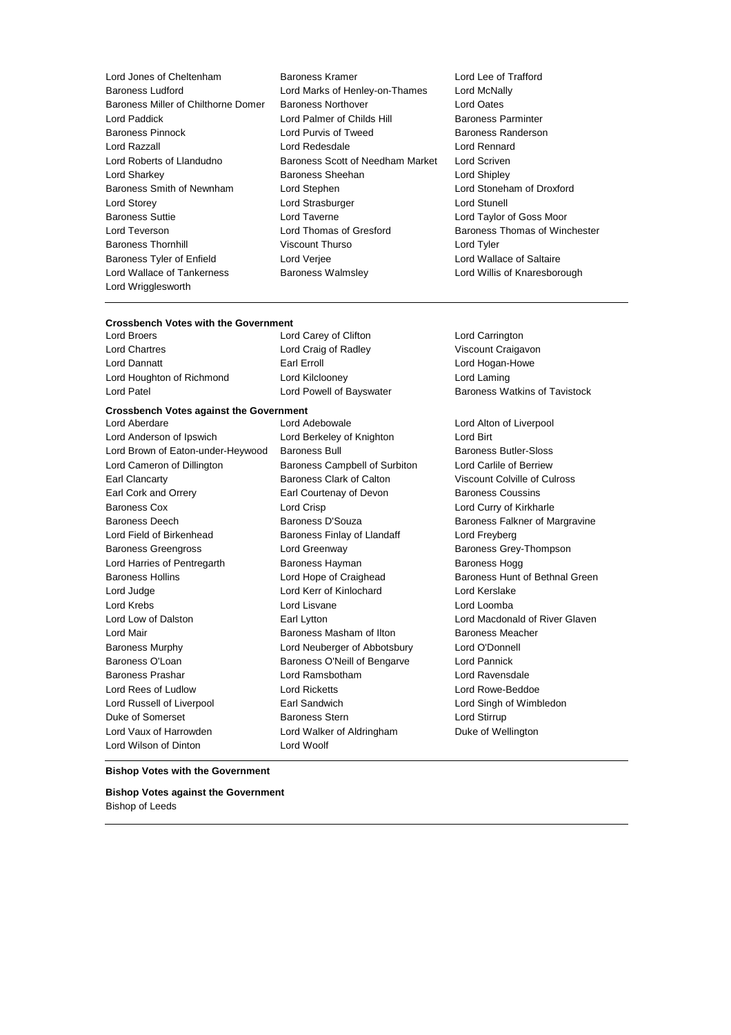Lord Jones of Cheltenham
Baroness Kramer
Lord Lee of Trafford
Baroness Ludford
Lord Marks of Henley-on-Thames
Lord McNally
Baroness Miller of Chilthorne Domer
Baroness Northover
Lord Oates
Lord Paddick
Lord Palmer of Childs Hill
Baroness Parminter
Baroness Pinnock
Lord Purvis of Tweed
Baroness Randerson
Lord Razzall
Lord Redesdale
Lord Rennard
Lord Roberts of Llandudno
Baroness Scott of Needham Market
Lord Scriven
Lord Sharkey
Baroness Sheehan
Lord Shipley
Baroness Smith of Newnham
Lord Stephen
Lord Stoneham of Droxford
Lord Storey
Lord Strasburger
Lord Stunell
Baroness Suttie
Lord Taverne
Lord Taylor of Goss Moor
Lord Teverson
Lord Thomas of Gresford
Baroness Thomas of Winchester
Baroness Thornhill
Viscount Thurso
Lord Tyler
Baroness Tyler of Enfield
Lord Verjee
Lord Wallace of Saltaire
Lord Wallace of Tankerness
Baroness Walmsley
Lord Willis of Knaresborough
Lord Wrigglesworth

**Crossbench Votes with the Government**

Lord Broers
Lord Carey of Clifton
Lord Carrington
Lord Chartres
Lord Craig of Radley
Viscount Craigavon
Lord Dannatt
Earl Erroll
Lord Hogan-Howe
Lord Houghton of Richmond
Lord Kilclooney
Lord Laming
Lord Patel
Lord Powell of Bayswater
Baroness Watkins of Tavistock

**Crossbench Votes against the Government**

Lord Aberdare
Lord Adebowale
Lord Alton of Liverpool
Lord Anderson of Ipswich
Lord Berkeley of Knighton
Lord Birt
Lord Brown of Eaton-under-Heywood
Baroness Bull
Baroness Butler-Sloss
Lord Cameron of Dillington
Baroness Campbell of Surbiton
Lord Carlile of Berriew
Earl Clancarty
Baroness Clark of Calton
Viscount Colville of Culross
Earl Cork and Orrery
Earl Courtenay of Devon
Baroness Coussins
Baroness Cox
Lord Crisp
Lord Curry of Kirkharle
Baroness Deech
Baroness D'Souza
Baroness Falkner of Margravine
Lord Field of Birkenhead
Baroness Finlay of Llandaff
Lord Freyberg
Baroness Greengross
Lord Greenway
Baroness Grey-Thompson
Lord Harries of Pentregarth
Baroness Hayman
Baroness Hogg
Baroness Hollins
Lord Hope of Craighead
Baroness Hunt of Bethnal Green
Lord Judge
Lord Kerr of Kinlochard
Lord Kerslake
Lord Krebs
Lord Lisvane
Lord Loomba
Lord Low of Dalston
Earl Lytton
Lord Macdonald of River Glaven
Lord Mair
Baroness Masham of Ilton
Baroness Meacher
Baroness Murphy
Lord Neuberger of Abbotsbury
Lord O'Donnell
Baroness O'Loan
Baroness O'Neill of Bengarve
Lord Pannick
Baroness Prashar
Lord Ramsbotham
Lord Ravensdale
Lord Rees of Ludlow
Lord Ricketts
Lord Rowe-Beddoe
Lord Russell of Liverpool
Earl Sandwich
Lord Singh of Wimbledon
Duke of Somerset
Baroness Stern
Lord Stirrup
Lord Vaux of Harrowden
Lord Walker of Aldringham
Duke of Wellington
Lord Wilson of Dinton
Lord Woolf

**Bishop Votes with the Government**

**Bishop Votes against the Government**

Bishop of Leeds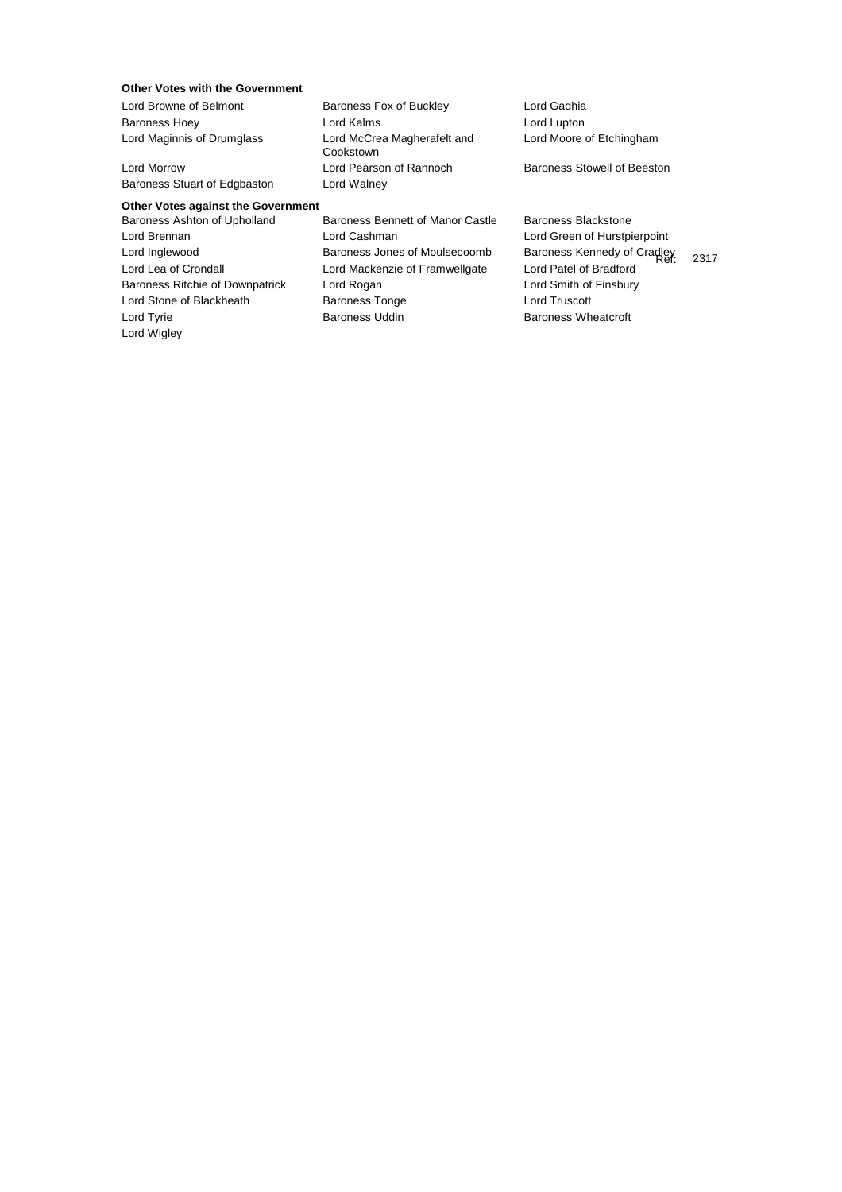**Other Votes with the Government**

Lord Browne of Belmont
Baroness Fox of Buckley
Lord Gadhia
Baroness Hoey
Lord Kalms
Lord Lupton
Lord Maginnis of Drumglass
Lord McCrea Magherafelt and Cookstown
Lord Moore of Etchingham
Lord Morrow
Lord Pearson of Rannoch
Baroness Stowell of Beeston
Baroness Stuart of Edgbaston
Lord Walney

**Other Votes against the Government**

Baroness Ashton of Upholland
Baroness Bennett of Manor Castle
Baroness Blackstone
Lord Brennan
Lord Cashman
Lord Green of Hurstpierpoint
Lord Inglewood
Baroness Jones of Moulsecoomb
Baroness Kennedy of Cradley
Lord Lea of Crondall
Lord Mackenzie of Framwellgate
Lord Patel of Bradford
Baroness Ritchie of Downpatrick
Lord Rogan
Lord Smith of Finsbury
Lord Stone of Blackheath
Baroness Tonge
Lord Truscott
Lord Tyrie
Baroness Uddin
Baroness Wheatcroft
Lord Wigley

Ref: 2317